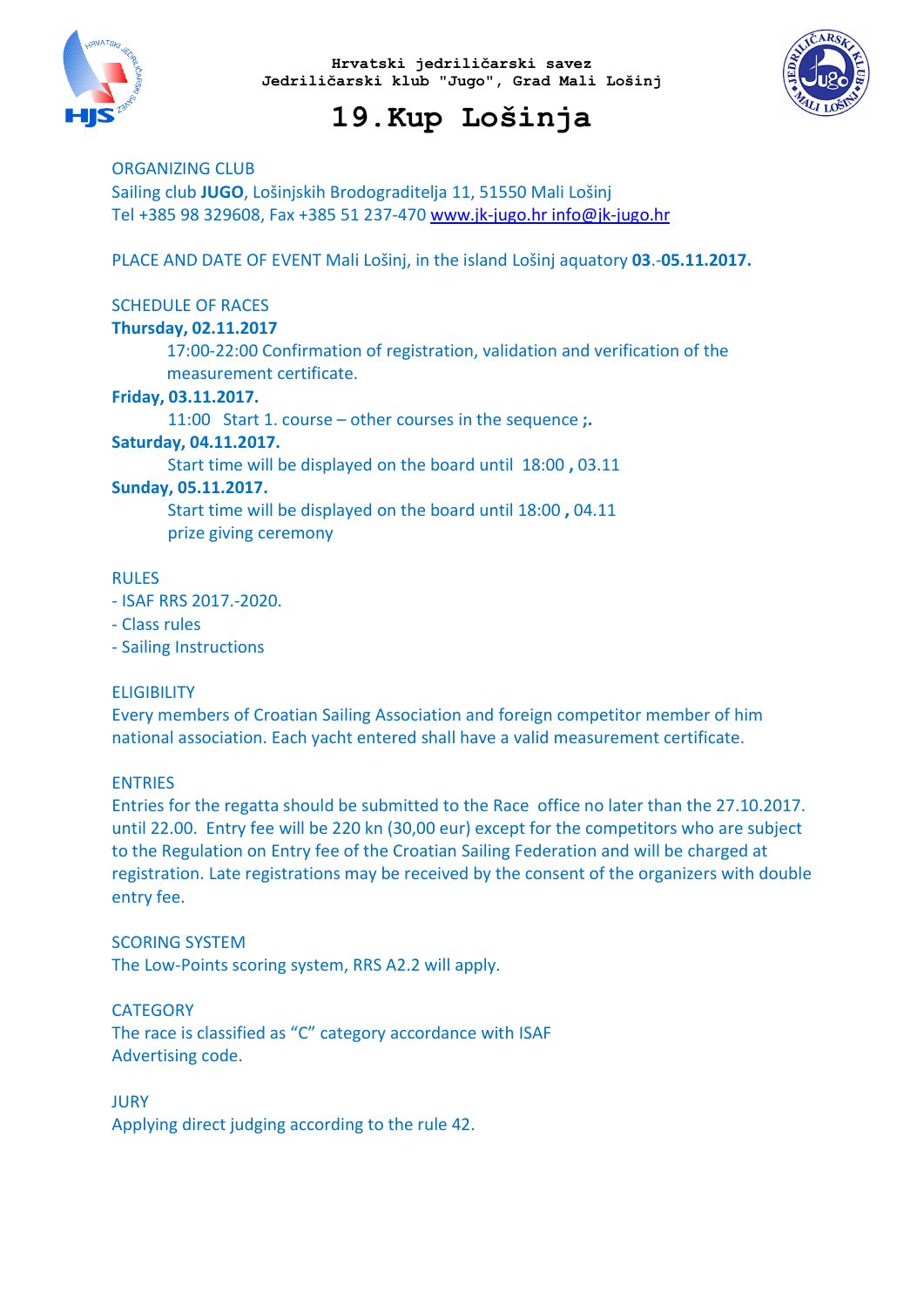Hrvatski jedriličarski savez
Jedriličarski klub "Jugo", Grad Mali Lošinj

# 19.Kup Lošinja

ORGANIZING CLUB
Sailing club **JUGO**, Lošinjskih Brodograditelja 11, 51550 Mali Lošinj
Tel +385 98 329608, Fax +385 51 237-470 www.jk-jugo.hr info@jk-jugo.hr

PLACE AND DATE OF EVENT Mali Lošinj, in the island Lošinj aquatory **03**.-**05.11.2017.**

SCHEDULE OF RACES

**Thursday, 02.11.2017**

17:00-22:00 Confirmation of registration, validation and verification of the measurement certificate.

**Friday, 03.11.2017.**

11:00 Start 1. course – other courses in the sequence **;.**

**Saturday, 04.11.2017.**

Start time will be displayed on the board until 18:00 **,** 03.11

**Sunday, 05.11.2017.**

Start time will be displayed on the board until 18:00 **,** 04.11
prize giving ceremony

RULES

- ISAF RRS 2017.-2020.
- Class rules
- Sailing Instructions

ELIGIBILITY
Every members of Croatian Sailing Association and foreign competitor member of him national association. Each yacht entered shall have a valid measurement certificate.

ENTRIES
Entries for the regatta should be submitted to the Race office no later than the 27.10.2017. until 22.00. Entry fee will be 220 kn (30,00 eur) except for the competitors who are subject to the Regulation on Entry fee of the Croatian Sailing Federation and will be charged at registration. Late registrations may be received by the consent of the organizers with double entry fee.

SCORING SYSTEM
The Low-Points scoring system, RRS A2.2 will apply.

CATEGORY
The race is classified as "C" category accordance with ISAF Advertising code.

JURY
Applying direct judging according to the rule 42.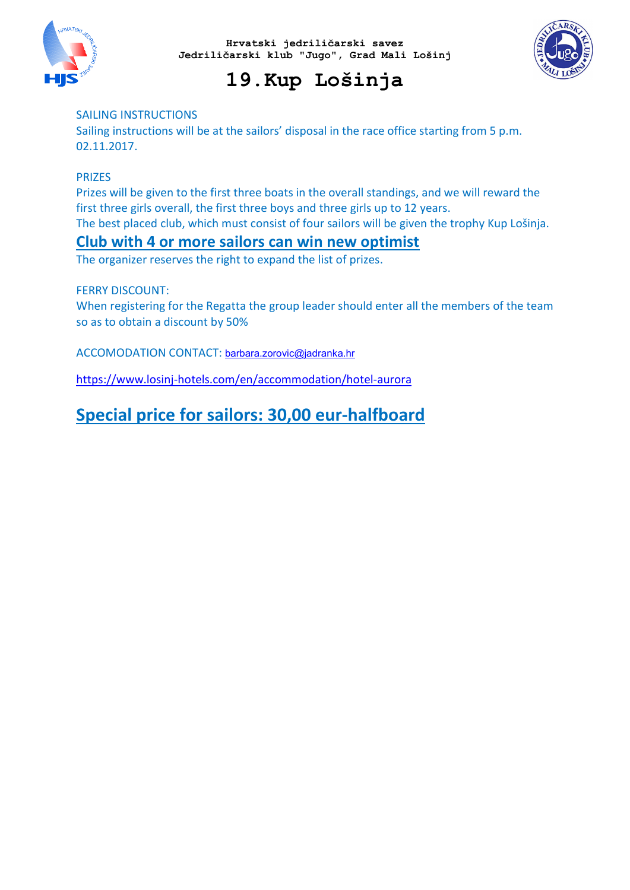Hrvatski jedriličarski savez
Jedriličarski klub "Jugo", Grad Mali Lošinj

# 19.Kup Lošinja

SAILING INSTRUCTIONS

Sailing instructions will be at the sailors' disposal in the race office starting from 5 p.m. 02.11.2017.

PRIZES

Prizes will be given to the first three boats in the overall standings, and we will reward the first three girls overall, the first three boys and three girls up to 12 years.
The best placed club, which must consist of four sailors will be given the trophy Kup Lošinja.

**Club with 4 or more sailors can win new optimist**

The organizer reserves the right to expand the list of prizes.

FERRY DISCOUNT:

When registering for the Regatta the group leader should enter all the members of the team so as to obtain a discount by 50%

ACCOMODATION CONTACT: barbara.zorovic@jadranka.hr

https://www.losinj-hotels.com/en/accommodation/hotel-aurora

## Special price for sailors: 30,00 eur-halfboard